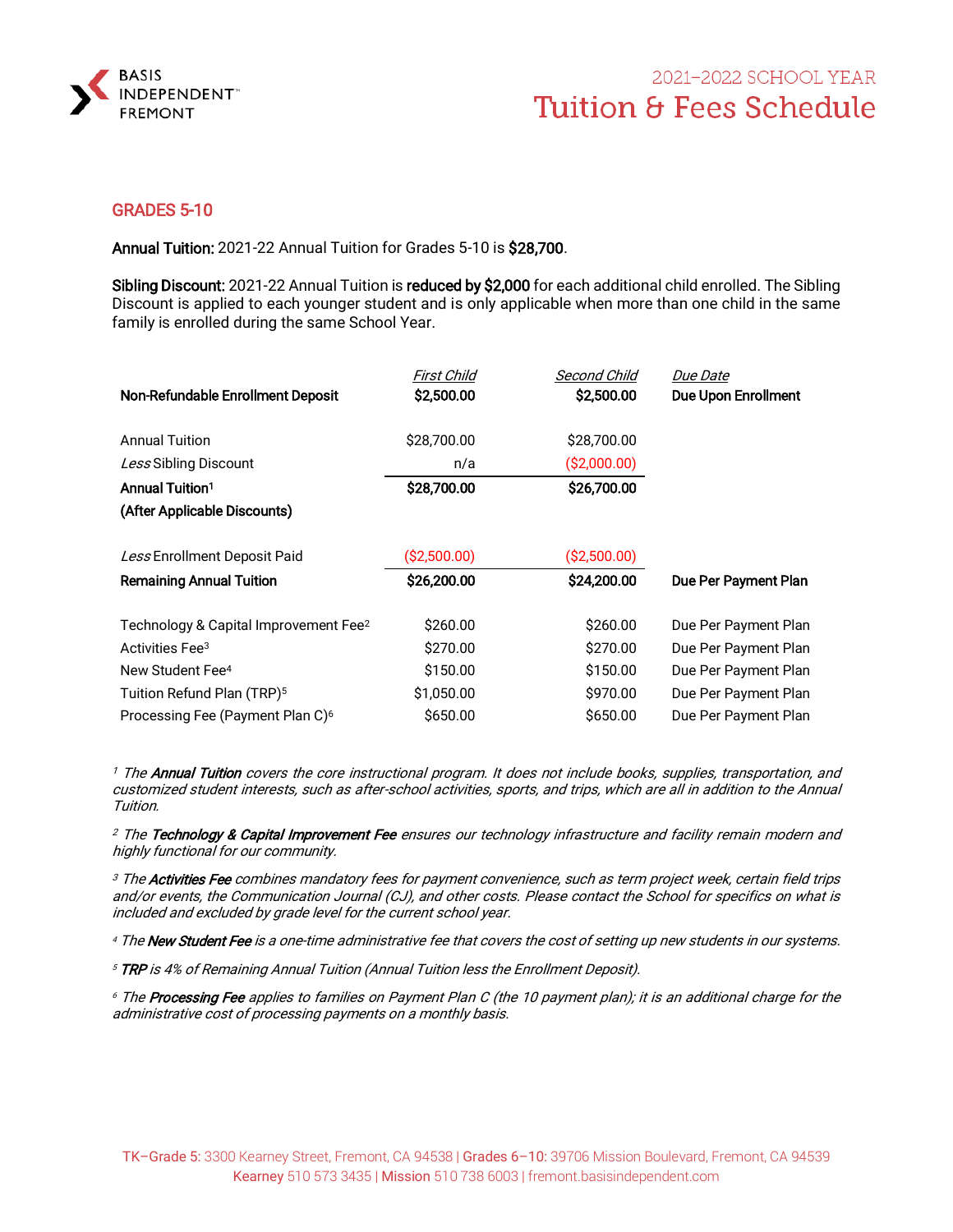BASIS INDEPENDENT™ FREMONT

2021–2022 SCHOOL YEAR

# Tuition & Fees Schedule

## GRADES 5-10

**Annual Tuition:** 2021-22 Annual Tuition for Grades 5-10 is **$28,700**.

**Sibling Discount:** 2021-22 Annual Tuition is **reduced by $2,000** for each additional child enrolled. The Sibling Discount is applied to each younger student and is only applicable when more than one child in the same family is enrolled during the same School Year.

| | *First Child* | *Second Child* | *Due Date* |
|---|---|---|---|
| **Non-Refundable Enrollment Deposit** | **$2,500.00** | **$2,500.00** | **Due Upon Enrollment** |
| Annual Tuition | $28,700.00 | $28,700.00 | |
| *Less* Sibling Discount | n/a | ($2,000.00) | |
| **Annual Tuition[1] (After Applicable Discounts)** | **$28,700.00** | **$26,700.00** | |
| *Less* Enrollment Deposit Paid | ($2,500.00) | ($2,500.00) | |
| **Remaining Annual Tuition** | **$26,200.00** | **$24,200.00** | **Due Per Payment Plan** |
| Technology & Capital Improvement Fee[2] | $260.00 | $260.00 | Due Per Payment Plan |
| Activities Fee[3] | $270.00 | $270.00 | Due Per Payment Plan |
| New Student Fee[4] | $150.00 | $150.00 | Due Per Payment Plan |
| Tuition Refund Plan (TRP)[5] | $1,050.00 | $970.00 | Due Per Payment Plan |
| Processing Fee (Payment Plan C)[6] | $650.00 | $650.00 | Due Per Payment Plan |

[1] *The* ***Annual Tuition*** *covers the core instructional program. It does not include books, supplies, transportation, and customized student interests, such as after-school activities, sports, and trips, which are all in addition to the Annual Tuition.*

[2] *The* ***Technology & Capital Improvement Fee*** *ensures our technology infrastructure and facility remain modern and highly functional for our community.*

[3] *The* ***Activities Fee*** *combines mandatory fees for payment convenience, such as term project week, certain field trips and/or events, the Communication Journal (CJ), and other costs. Please contact the School for specifics on what is included and excluded by grade level for the current school year.*

[4] *The* ***New Student Fee*** *is a one-time administrative fee that covers the cost of setting up new students in our systems.*

[5] ***TRP*** *is 4% of Remaining Annual Tuition (Annual Tuition less the Enrollment Deposit).*

[6] *The* ***Processing Fee*** *applies to families on Payment Plan C (the 10 payment plan); it is an additional charge for the administrative cost of processing payments on a monthly basis.*

TK–Grade 5: 3300 Kearney Street, Fremont, CA 94538 | Grades 6–10: 39706 Mission Boulevard, Fremont, CA 94539
Kearney 510 573 3435 | Mission 510 738 6003 | fremont.basisindependent.com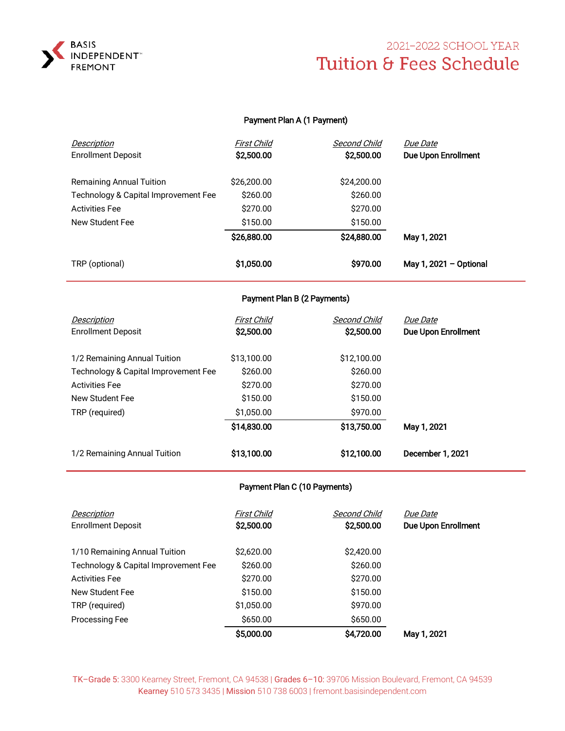BASIS INDEPENDENT™ FREMONT

2021–2022 SCHOOL YEAR

# Tuition & Fees Schedule

## Payment Plan A (1 Payment)

| *Description* | *First Child* | *Second Child* | *Due Date* |
|---|---|---|---|
| Enrollment Deposit | **$2,500.00** | **$2,500.00** | **Due Upon Enrollment** |
| Remaining Annual Tuition | $26,200.00 | $24,200.00 | |
| Technology & Capital Improvement Fee | $260.00 | $260.00 | |
| Activities Fee | $270.00 | $270.00 | |
| New Student Fee | $150.00 | $150.00 | |
| | **$26,880.00** | **$24,880.00** | **May 1, 2021** |
| TRP (optional) | **$1,050.00** | **$970.00** | **May 1, 2021 – Optional** |

## Payment Plan B (2 Payments)

| *Description* | *First Child* | *Second Child* | *Due Date* |
|---|---|---|---|
| Enrollment Deposit | **$2,500.00** | **$2,500.00** | **Due Upon Enrollment** |
| 1/2 Remaining Annual Tuition | $13,100.00 | $12,100.00 | |
| Technology & Capital Improvement Fee | $260.00 | $260.00 | |
| Activities Fee | $270.00 | $270.00 | |
| New Student Fee | $150.00 | $150.00 | |
| TRP (required) | $1,050.00 | $970.00 | |
| | **$14,830.00** | **$13,750.00** | **May 1, 2021** |
| 1/2 Remaining Annual Tuition | **$13,100.00** | **$12,100.00** | **December 1, 2021** |

## Payment Plan C (10 Payments)

| *Description* | *First Child* | *Second Child* | *Due Date* |
|---|---|---|---|
| Enrollment Deposit | **$2,500.00** | **$2,500.00** | **Due Upon Enrollment** |
| 1/10 Remaining Annual Tuition | $2,620.00 | $2,420.00 | |
| Technology & Capital Improvement Fee | $260.00 | $260.00 | |
| Activities Fee | $270.00 | $270.00 | |
| New Student Fee | $150.00 | $150.00 | |
| TRP (required) | $1,050.00 | $970.00 | |
| Processing Fee | $650.00 | $650.00 | |
| | **$5,000.00** | **$4,720.00** | **May 1, 2021** |

TK–Grade 5: 3300 Kearney Street, Fremont, CA 94538 | Grades 6–10: 39706 Mission Boulevard, Fremont, CA 94539
Kearney 510 573 3435 | Mission 510 738 6003 | fremont.basisindependent.com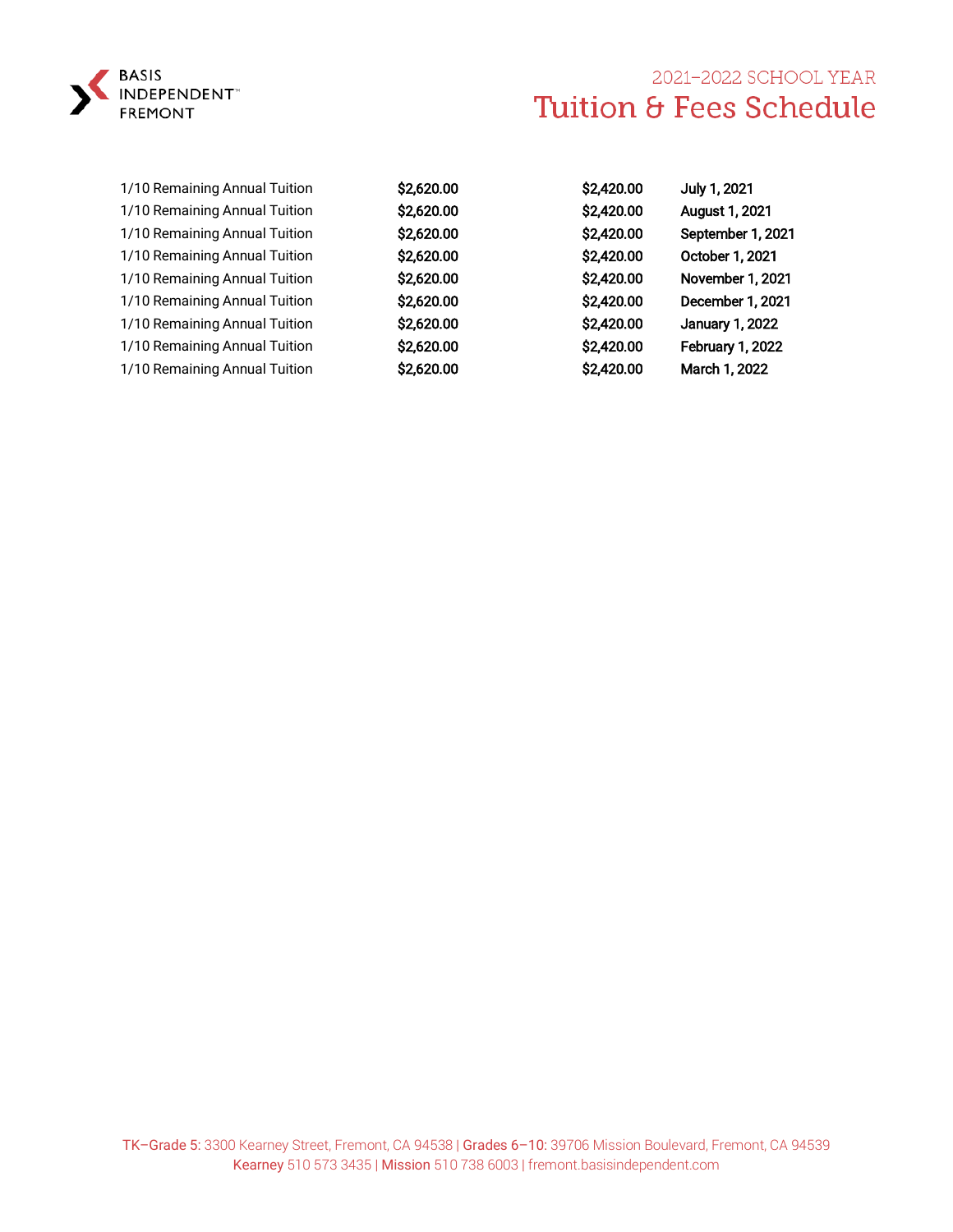| | | | |
|---|---|---|---|
| 1/10 Remaining Annual Tuition | $2,620.00 | $2,420.00 | July 1, 2021 |
| 1/10 Remaining Annual Tuition | $2,620.00 | $2,420.00 | August 1, 2021 |
| 1/10 Remaining Annual Tuition | $2,620.00 | $2,420.00 | September 1, 2021 |
| 1/10 Remaining Annual Tuition | $2,620.00 | $2,420.00 | October 1, 2021 |
| 1/10 Remaining Annual Tuition | $2,620.00 | $2,420.00 | November 1, 2021 |
| 1/10 Remaining Annual Tuition | $2,620.00 | $2,420.00 | December 1, 2021 |
| 1/10 Remaining Annual Tuition | $2,620.00 | $2,420.00 | January 1, 2022 |
| 1/10 Remaining Annual Tuition | $2,620.00 | $2,420.00 | February 1, 2022 |
| 1/10 Remaining Annual Tuition | $2,620.00 | $2,420.00 | March 1, 2022 |